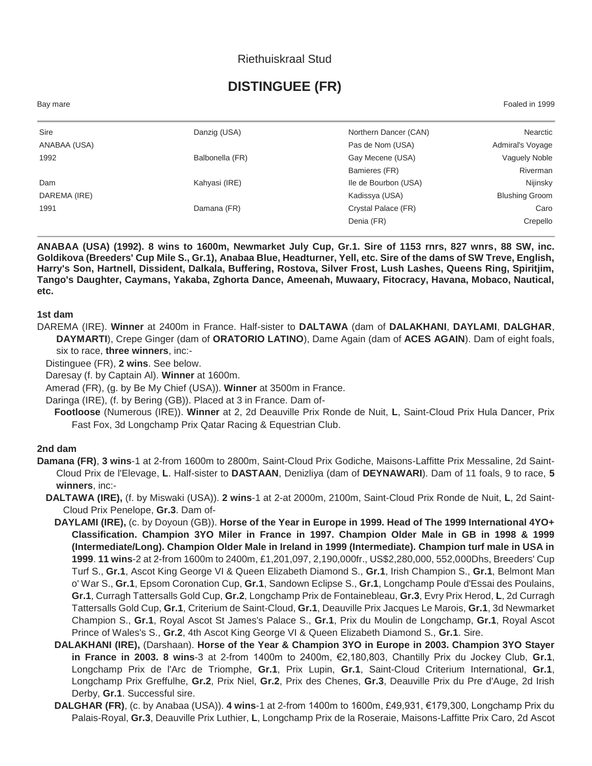Riethuiskraal Stud

# DISTINGUEE (FR)

Bay mare — Foaled in 1999

| | | | |
|---|---|---|---|
| Sire | Danzig (USA) | Northern Dancer (CAN) | Nearctic |
| ANABAA (USA) | | Pas de Nom (USA) | Admiral's Voyage |
| 1992 | Balbonella (FR) | Gay Mecene (USA) | Vaguely Noble |
| | | Bamieres (FR) | Riverman |
| Dam | Kahyasi (IRE) | Ile de Bourbon (USA) | Nijinsky |
| DAREMA (IRE) | | Kadissya (USA) | Blushing Groom |
| 1991 | Damana (FR) | Crystal Palace (FR) | Caro |
| | | Denia (FR) | Crepello |

**ANABAA (USA) (1992). 8 wins to 1600m, Newmarket July Cup, Gr.1. Sire of 1153 rnrs, 827 wnrs, 88 SW, inc. Goldikova (Breeders' Cup Mile S., Gr.1), Anabaa Blue, Headturner, Yell, etc. Sire of the dams of SW Treve, English, Harry's Son, Hartnell, Dissident, Dalkala, Buffering, Rostova, Silver Frost, Lush Lashes, Queens Ring, Spiritjim, Tango's Daughter, Caymans, Yakaba, Zghorta Dance, Ameenah, Muwaary, Fitocracy, Havana, Mobaco, Nautical, etc.**

### 1st dam

DAREMA (IRE). **Winner** at 2400m in France. Half-sister to **DALTAWA** (dam of **DALAKHANI**, **DAYLAMI**, **DALGHAR**, **DAYMARTI**), Crepe Ginger (dam of **ORATORIO LATINO**), Dame Again (dam of **ACES AGAIN**). Dam of eight foals, six to race, **three winners**, inc:-

Distinguee (FR), **2 wins**. See below.

Daresay (f. by Captain Al). **Winner** at 1600m.

Amerad (FR), (g. by Be My Chief (USA)). **Winner** at 3500m in France.

Daringa (IRE), (f. by Bering (GB)). Placed at 3 in France. Dam of-

**Footloose** (Numerous (IRE)). **Winner** at 2, 2d Deauville Prix Ronde de Nuit, **L**, Saint-Cloud Prix Hula Dancer, Prix Fast Fox, 3d Longchamp Prix Qatar Racing & Equestrian Club.

### 2nd dam

**Damana (FR)**, **3 wins**-1 at 2-from 1600m to 2800m, Saint-Cloud Prix Godiche, Maisons-Laffitte Prix Messaline, 2d Saint-Cloud Prix de l'Elevage, **L**. Half-sister to **DASTAAN**, Denizliya (dam of **DEYNAWARI**). Dam of 11 foals, 9 to race, **5 winners**, inc:-

**DALTAWA (IRE),** (f. by Miswaki (USA)). **2 wins**-1 at 2-at 2000m, 2100m, Saint-Cloud Prix Ronde de Nuit, **L**, 2d Saint-Cloud Prix Penelope, **Gr.3**. Dam of-

**DAYLAMI (IRE),** (c. by Doyoun (GB)). **Horse of the Year in Europe in 1999. Head of The 1999 International 4YO+ Classification. Champion 3YO Miler in France in 1997. Champion Older Male in GB in 1998 & 1999 (Intermediate/Long). Champion Older Male in Ireland in 1999 (Intermediate). Champion turf male in USA in 1999**. **11 wins**-2 at 2-from 1600m to 2400m, £1,201,097, 2,190,000fr., US$2,280,000, 552,000Dhs, Breeders' Cup Turf S., **Gr.1**, Ascot King George VI & Queen Elizabeth Diamond S., **Gr.1**, Irish Champion S., **Gr.1**, Belmont Man o' War S., **Gr.1**, Epsom Coronation Cup, **Gr.1**, Sandown Eclipse S., **Gr.1**, Longchamp Poule d'Essai des Poulains, **Gr.1**, Curragh Tattersalls Gold Cup, **Gr.2**, Longchamp Prix de Fontainebleau, **Gr.3**, Evry Prix Herod, **L**, 2d Curragh Tattersalls Gold Cup, **Gr.1**, Criterium de Saint-Cloud, **Gr.1**, Deauville Prix Jacques Le Marois, **Gr.1**, 3d Newmarket Champion S., **Gr.1**, Royal Ascot St James's Palace S., **Gr.1**, Prix du Moulin de Longchamp, **Gr.1**, Royal Ascot Prince of Wales's S., **Gr.2**, 4th Ascot King George VI & Queen Elizabeth Diamond S., **Gr.1**. Sire.

**DALAKHANI (IRE),** (Darshaan). **Horse of the Year & Champion 3YO in Europe in 2003. Champion 3YO Stayer in France in 2003. 8 wins**-3 at 2-from 1400m to 2400m, €2,180,803, Chantilly Prix du Jockey Club, **Gr.1**, Longchamp Prix de l'Arc de Triomphe, **Gr.1**, Prix Lupin, **Gr.1**, Saint-Cloud Criterium International, **Gr.1**, Longchamp Prix Greffulhe, **Gr.2**, Prix Niel, **Gr.2**, Prix des Chenes, **Gr.3**, Deauville Prix du Pre d'Auge, 2d Irish Derby, **Gr.1**. Successful sire.

**DALGHAR (FR)**, (c. by Anabaa (USA)). **4 wins**-1 at 2-from 1400m to 1600m, £49,931, €179,300, Longchamp Prix du Palais-Royal, **Gr.3**, Deauville Prix Luthier, **L**, Longchamp Prix de la Roseraie, Maisons-Laffitte Prix Caro, 2d Ascot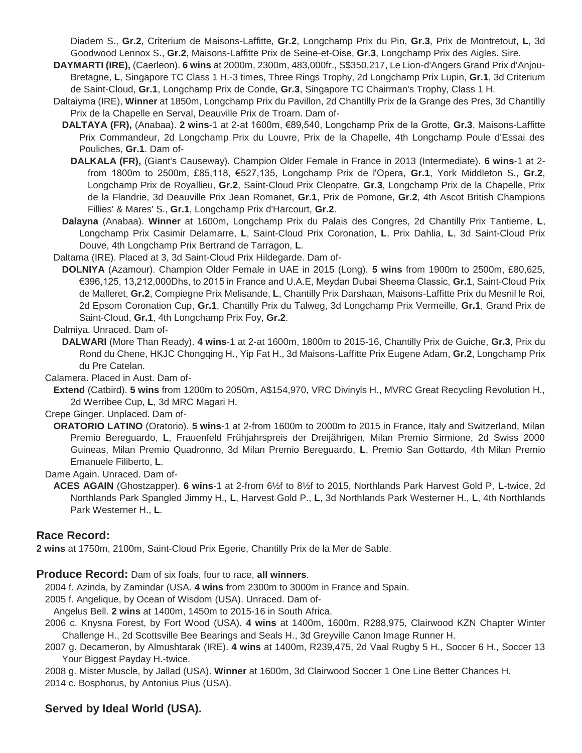Diadem S., **Gr.2**, Criterium de Maisons-Laffitte, **Gr.2**, Longchamp Prix du Pin, **Gr.3**, Prix de Montretout, **L**, 3d Goodwood Lennox S., **Gr.2**, Maisons-Laffitte Prix de Seine-et-Oise, **Gr.3**, Longchamp Prix des Aigles. Sire.

**DAYMARTI (IRE),** (Caerleon). **6 wins** at 2000m, 2300m, 483,000fr., S$350,217, Le Lion-d'Angers Grand Prix d'Anjou-Bretagne, **L**, Singapore TC Class 1 H.-3 times, Three Rings Trophy, 2d Longchamp Prix Lupin, **Gr.1**, 3d Criterium de Saint-Cloud, **Gr.1**, Longchamp Prix de Conde, **Gr.3**, Singapore TC Chairman's Trophy, Class 1 H.

Daltaiyma (IRE), **Winner** at 1850m, Longchamp Prix du Pavillon, 2d Chantilly Prix de la Grange des Pres, 3d Chantilly Prix de la Chapelle en Serval, Deauville Prix de Troarn. Dam of-

**DALTAYA (FR),** (Anabaa). **2 wins**-1 at 2-at 1600m, €89,540, Longchamp Prix de la Grotte, **Gr.3**, Maisons-Laffitte Prix Commandeur, 2d Longchamp Prix du Louvre, Prix de la Chapelle, 4th Longchamp Poule d'Essai des Pouliches, **Gr.1**. Dam of-

**DALKALA (FR),** (Giant's Causeway). Champion Older Female in France in 2013 (Intermediate). **6 wins**-1 at 2-from 1800m to 2500m, £85,118, €527,135, Longchamp Prix de l'Opera, **Gr.1**, York Middleton S., **Gr.2**, Longchamp Prix de Royallieu, **Gr.2**, Saint-Cloud Prix Cleopatre, **Gr.3**, Longchamp Prix de la Chapelle, Prix de la Flandrie, 3d Deauville Prix Jean Romanet, **Gr.1**, Prix de Pomone, **Gr.2**, 4th Ascot British Champions Fillies' & Mares' S., **Gr.1**, Longchamp Prix d'Harcourt, **Gr.2**.

**Dalayna** (Anabaa). **Winner** at 1600m, Longchamp Prix du Palais des Congres, 2d Chantilly Prix Tantieme, **L**, Longchamp Prix Casimir Delamarre, **L**, Saint-Cloud Prix Coronation, **L**, Prix Dahlia, **L**, 3d Saint-Cloud Prix Douve, 4th Longchamp Prix Bertrand de Tarragon, **L**.

Daltama (IRE). Placed at 3, 3d Saint-Cloud Prix Hildegarde. Dam of-

**DOLNIYA** (Azamour). Champion Older Female in UAE in 2015 (Long). **5 wins** from 1900m to 2500m, £80,625, €396,125, 13,212,000Dhs, to 2015 in France and U.A.E, Meydan Dubai Sheema Classic, **Gr.1**, Saint-Cloud Prix de Malleret, **Gr.2**, Compiegne Prix Melisande, **L**, Chantilly Prix Darshaan, Maisons-Laffitte Prix du Mesnil le Roi, 2d Epsom Coronation Cup, **Gr.1**, Chantilly Prix du Talweg, 3d Longchamp Prix Vermeille, **Gr.1**, Grand Prix de Saint-Cloud, **Gr.1**, 4th Longchamp Prix Foy, **Gr.2**.

Dalmiya. Unraced. Dam of-

**DALWARI** (More Than Ready). **4 wins**-1 at 2-at 1600m, 1800m to 2015-16, Chantilly Prix de Guiche, **Gr.3**, Prix du Rond du Chene, HKJC Chongqing H., Yip Fat H., 3d Maisons-Laffitte Prix Eugene Adam, **Gr.2**, Longchamp Prix du Pre Catelan.

Calamera. Placed in Aust. Dam of-

**Extend** (Catbird). **5 wins** from 1200m to 2050m, A$154,970, VRC Divinyls H., MVRC Great Recycling Revolution H., 2d Werribee Cup, **L**, 3d MRC Magari H.

Crepe Ginger. Unplaced. Dam of-

**ORATORIO LATINO** (Oratorio). **5 wins**-1 at 2-from 1600m to 2000m to 2015 in France, Italy and Switzerland, Milan Premio Bereguardo, **L**, Frauenfeld Frühjahrspreis der Dreijährigen, Milan Premio Sirmione, 2d Swiss 2000 Guineas, Milan Premio Quadronno, 3d Milan Premio Bereguardo, **L**, Premio San Gottardo, 4th Milan Premio Emanuele Filiberto, **L**.

Dame Again. Unraced. Dam of-

**ACES AGAIN** (Ghostzapper). **6 wins**-1 at 2-from 6½f to 8½f to 2015, Northlands Park Harvest Gold P, **L**-twice, 2d Northlands Park Spangled Jimmy H., **L**, Harvest Gold P., **L**, 3d Northlands Park Westerner H., **L**, 4th Northlands Park Westerner H., **L**.

## Race Record:

**2 wins** at 1750m, 2100m, Saint-Cloud Prix Egerie, Chantilly Prix de la Mer de Sable.

## Produce Record: 
Dam of six foals, four to race, **all winners**.

2004 f. Azinda, by Zamindar (USA. **4 wins** from 2300m to 3000m in France and Spain.

2005 f. Angelique, by Ocean of Wisdom (USA). Unraced. Dam of-

Angelus Bell. **2 wins** at 1400m, 1450m to 2015-16 in South Africa.

2006 c. Knysna Forest, by Fort Wood (USA). **4 wins** at 1400m, 1600m, R288,975, Clairwood KZN Chapter Winter Challenge H., 2d Scottsville Bee Bearings and Seals H., 3d Greyville Canon Image Runner H.

2007 g. Decameron, by Almushtarak (IRE). **4 wins** at 1400m, R239,475, 2d Vaal Rugby 5 H., Soccer 6 H., Soccer 13 Your Biggest Payday H.-twice.

2008 g. Mister Muscle, by Jallad (USA). **Winner** at 1600m, 3d Clairwood Soccer 1 One Line Better Chances H.

2014 c. Bosphorus, by Antonius Pius (USA).

**Served by Ideal World (USA).**